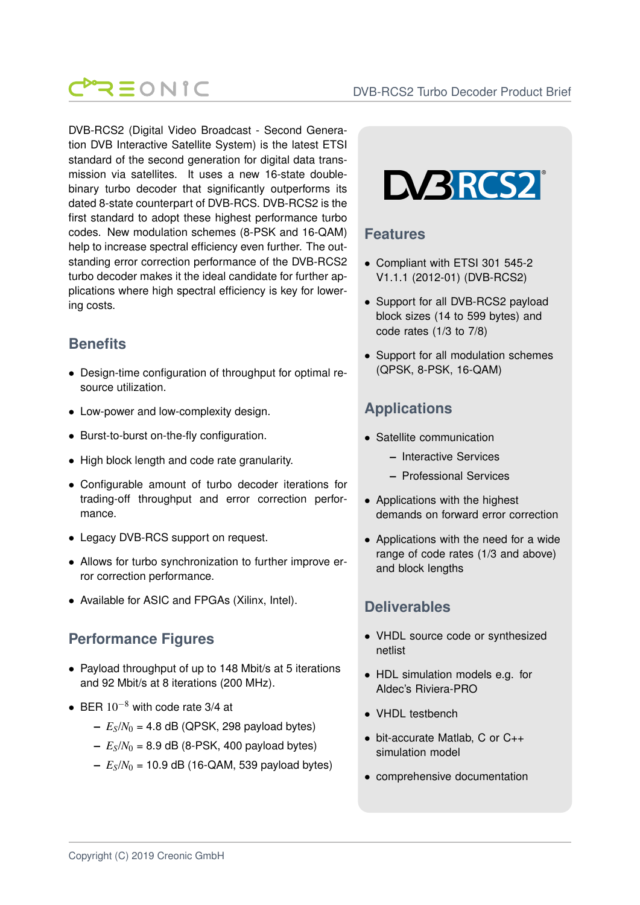DVB-RCS2 (Digital Video Broadcast - Second Generation DVB Interactive Satellite System) is the latest ETSI standard of the second generation for digital data transmission via satellites. It uses a new 16-state double-binary turbo decoder that significantly outperforms its dated 8-state counterpart of DVB-RCS. DVB-RCS2 is the first standard to adopt these highest performance turbo codes. New modulation schemes (8-PSK and 16-QAM) help to increase spectral efficiency even further. The outstanding error correction performance of the DVB-RCS2 turbo decoder makes it the ideal candidate for further applications where high spectral efficiency is key for lowering costs.

## Benefits

- Design-time configuration of throughput for optimal resource utilization.
- Low-power and low-complexity design.
- Burst-to-burst on-the-fly configuration.
- High block length and code rate granularity.
- Configurable amount of turbo decoder iterations for trading-off throughput and error correction performance.
- Legacy DVB-RCS support on request.
- Allows for turbo synchronization to further improve error correction performance.
- Available for ASIC and FPGAs (Xilinx, Intel).

## Performance Figures

- Payload throughput of up to 148 Mbit/s at 5 iterations and 92 Mbit/s at 8 iterations (200 MHz).
- BER $10^{-8}$ with code rate 3/4 at
  - $E_S/N_0$ = 4.8 dB (QPSK, 298 payload bytes)
  - $E_S/N_0$ = 8.9 dB (8-PSK, 400 payload bytes)
  - $E_S/N_0$ = 10.9 dB (16-QAM, 539 payload bytes)

## Features

- Compliant with ETSI 301 545-2 V1.1.1 (2012-01) (DVB-RCS2)
- Support for all DVB-RCS2 payload block sizes (14 to 599 bytes) and code rates (1/3 to 7/8)
- Support for all modulation schemes (QPSK, 8-PSK, 16-QAM)

## Applications

- Satellite communication
  - Interactive Services
  - Professional Services
- Applications with the highest demands on forward error correction
- Applications with the need for a wide range of code rates (1/3 and above) and block lengths

## Deliverables

- VHDL source code or synthesized netlist
- HDL simulation models e.g. for Aldec's Riviera-PRO
- VHDL testbench
- bit-accurate Matlab, C or C++ simulation model
- comprehensive documentation

Copyright (C) 2019 Creonic GmbH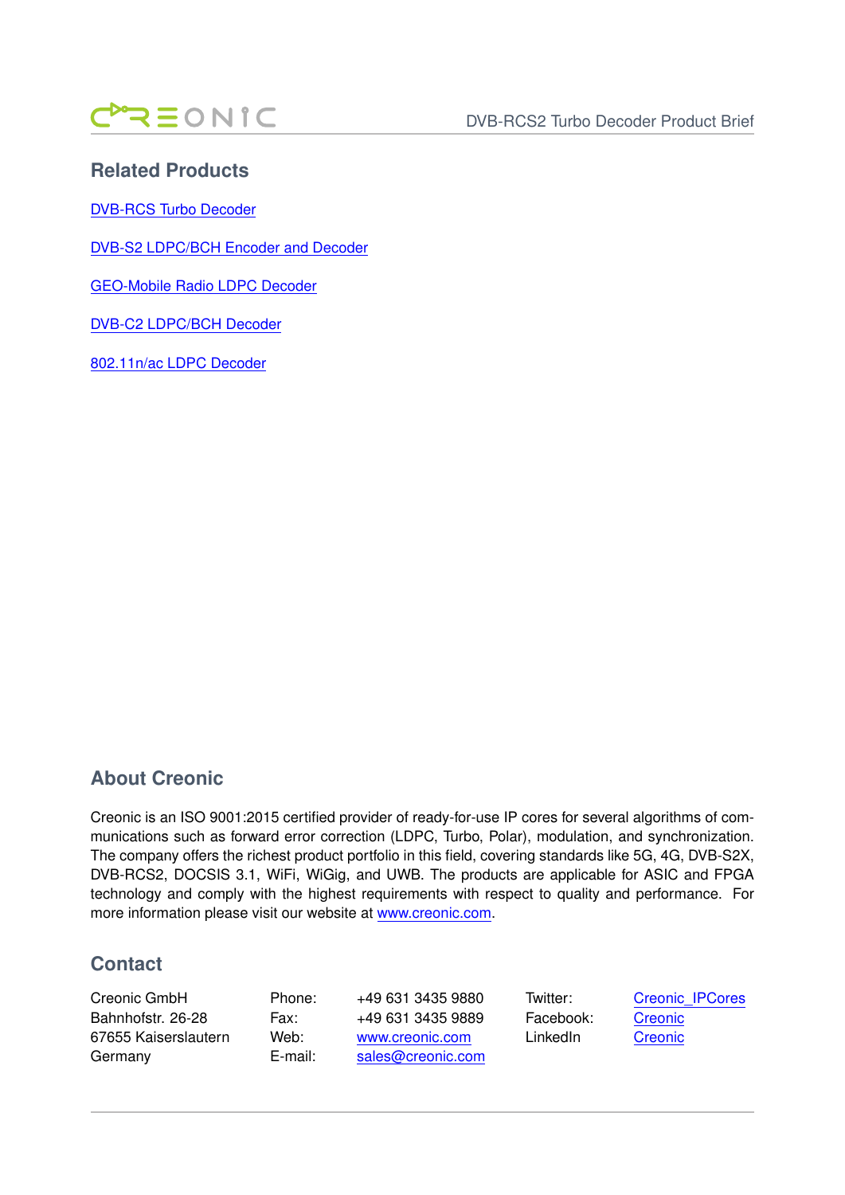## Related Products

DVB-RCS Turbo Decoder

DVB-S2 LDPC/BCH Encoder and Decoder

GEO-Mobile Radio LDPC Decoder

DVB-C2 LDPC/BCH Decoder

802.11n/ac LDPC Decoder

## About Creonic

Creonic is an ISO 9001:2015 certified provider of ready-for-use IP cores for several algorithms of communications such as forward error correction (LDPC, Turbo, Polar), modulation, and synchronization. The company offers the richest product portfolio in this field, covering standards like 5G, 4G, DVB-S2X, DVB-RCS2, DOCSIS 3.1, WiFi, WiGig, and UWB. The products are applicable for ASIC and FPGA technology and comply with the highest requirements with respect to quality and performance. For more information please visit our website at www.creonic.com.

## Contact

| | | | | |
|---|---|---|---|---|
| Creonic GmbH | Phone: | +49 631 3435 9880 | Twitter: | Creonic_IPCores |
| Bahnhofstr. 26-28 | Fax: | +49 631 3435 9889 | Facebook: | Creonic |
| 67655 Kaiserslautern | Web: | www.creonic.com | LinkedIn | Creonic |
| Germany | E-mail: | sales@creonic.com | | |